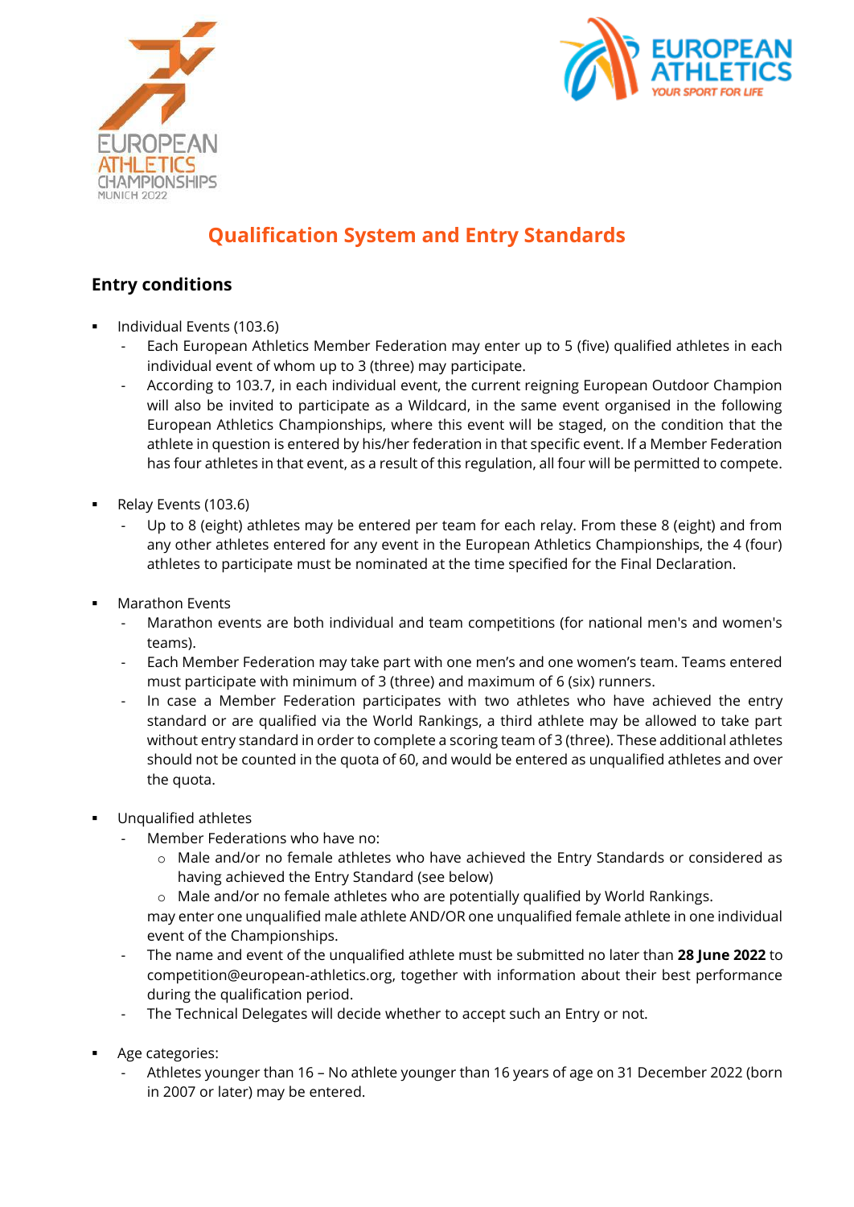# Qualification System and Entry Standards

## Entry conditions

- Individual Events (103.6)
  - Each European Athletics Member Federation may enter up to 5 (five) qualified athletes in each individual event of whom up to 3 (three) may participate.
  - According to 103.7, in each individual event, the current reigning European Outdoor Champion will also be invited to participate as a Wildcard, in the same event organised in the following European Athletics Championships, where this event will be staged, on the condition that the athlete in question is entered by his/her federation in that specific event. If a Member Federation has four athletes in that event, as a result of this regulation, all four will be permitted to compete.

- Relay Events (103.6)
  - Up to 8 (eight) athletes may be entered per team for each relay. From these 8 (eight) and from any other athletes entered for any event in the European Athletics Championships, the 4 (four) athletes to participate must be nominated at the time specified for the Final Declaration.

- Marathon Events
  - Marathon events are both individual and team competitions (for national men's and women's teams).
  - Each Member Federation may take part with one men's and one women's team. Teams entered must participate with minimum of 3 (three) and maximum of 6 (six) runners.
  - In case a Member Federation participates with two athletes who have achieved the entry standard or are qualified via the World Rankings, a third athlete may be allowed to take part without entry standard in order to complete a scoring team of 3 (three). These additional athletes should not be counted in the quota of 60, and would be entered as unqualified athletes and over the quota.

- Unqualified athletes
  - Member Federations who have no:
    - Male and/or no female athletes who have achieved the Entry Standards or considered as having achieved the Entry Standard (see below)
    - Male and/or no female athletes who are potentially qualified by World Rankings.

    may enter one unqualified male athlete AND/OR one unqualified female athlete in one individual event of the Championships.
  - The name and event of the unqualified athlete must be submitted no later than **28 June 2022** to competition@european-athletics.org, together with information about their best performance during the qualification period.
  - The Technical Delegates will decide whether to accept such an Entry or not.

- Age categories:
  - Athletes younger than 16 – No athlete younger than 16 years of age on 31 December 2022 (born in 2007 or later) may be entered.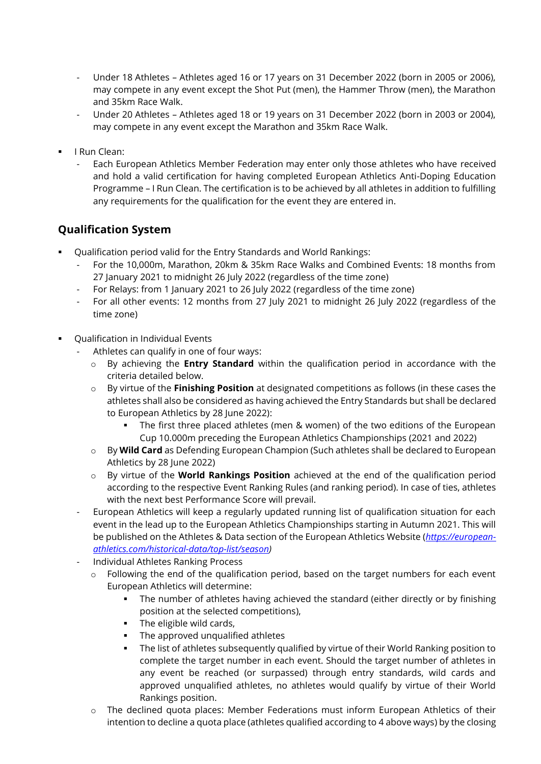- Under 18 Athletes – Athletes aged 16 or 17 years on 31 December 2022 (born in 2005 or 2006), may compete in any event except the Shot Put (men), the Hammer Throw (men), the Marathon and 35km Race Walk.
- Under 20 Athletes – Athletes aged 18 or 19 years on 31 December 2022 (born in 2003 or 2004), may compete in any event except the Marathon and 35km Race Walk.

- I Run Clean:
  - Each European Athletics Member Federation may enter only those athletes who have received and hold a valid certification for having completed European Athletics Anti-Doping Education Programme – I Run Clean. The certification is to be achieved by all athletes in addition to fulfilling any requirements for the qualification for the event they are entered in.

## Qualification System

- Qualification period valid for the Entry Standards and World Rankings:
  - For the 10,000m, Marathon, 20km & 35km Race Walks and Combined Events: 18 months from 27 January 2021 to midnight 26 July 2022 (regardless of the time zone)
  - For Relays: from 1 January 2021 to 26 July 2022 (regardless of the time zone)
  - For all other events: 12 months from 27 July 2021 to midnight 26 July 2022 (regardless of the time zone)

- Qualification in Individual Events
  - Athletes can qualify in one of four ways:
    - By achieving the **Entry Standard** within the qualification period in accordance with the criteria detailed below.
    - By virtue of the **Finishing Position** at designated competitions as follows (in these cases the athletes shall also be considered as having achieved the Entry Standards but shall be declared to European Athletics by 28 June 2022):
      - The first three placed athletes (men & women) of the two editions of the European Cup 10.000m preceding the European Athletics Championships (2021 and 2022)
    - By **Wild Card** as Defending European Champion (Such athletes shall be declared to European Athletics by 28 June 2022)
    - By virtue of the **World Rankings Position** achieved at the end of the qualification period according to the respective Event Ranking Rules (and ranking period). In case of ties, athletes with the next best Performance Score will prevail.
  - European Athletics will keep a regularly updated running list of qualification situation for each event in the lead up to the European Athletics Championships starting in Autumn 2021. This will be published on the Athletes & Data section of the European Athletics Website (*https://european-athletics.com/historical-data/top-list/season*)
  - Individual Athletes Ranking Process
    - Following the end of the qualification period, based on the target numbers for each event European Athletics will determine:
      - The number of athletes having achieved the standard (either directly or by finishing position at the selected competitions),
      - The eligible wild cards,
      - The approved unqualified athletes
      - The list of athletes subsequently qualified by virtue of their World Ranking position to complete the target number in each event. Should the target number of athletes in any event be reached (or surpassed) through entry standards, wild cards and approved unqualified athletes, no athletes would qualify by virtue of their World Rankings position.
    - The declined quota places: Member Federations must inform European Athletics of their intention to decline a quota place (athletes qualified according to 4 above ways) by the closing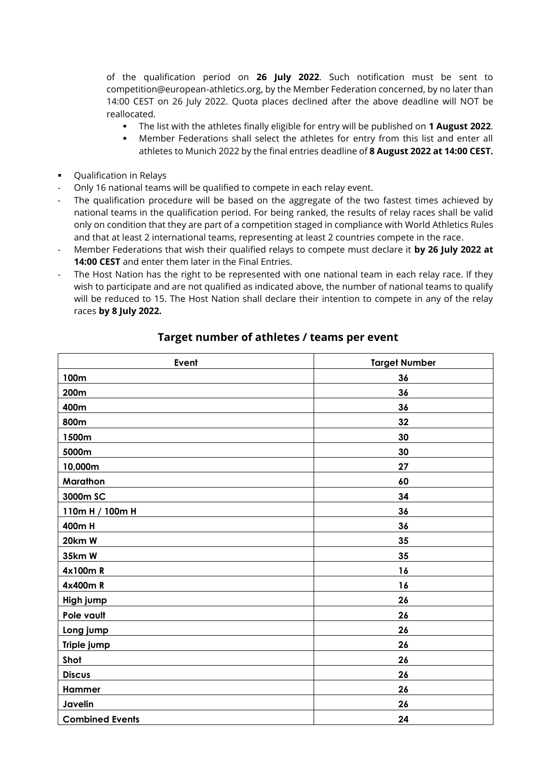of the qualification period on **26 July 2022**. Such notification must be sent to competition@european-athletics.org, by the Member Federation concerned, by no later than 14:00 CEST on 26 July 2022. Quota places declined after the above deadline will NOT be reallocated.

- The list with the athletes finally eligible for entry will be published on **1 August 2022**.
- Member Federations shall select the athletes for entry from this list and enter all athletes to Munich 2022 by the final entries deadline of **8 August 2022 at 14:00 CEST.**

- Qualification in Relays

- Only 16 national teams will be qualified to compete in each relay event.
- The qualification procedure will be based on the aggregate of the two fastest times achieved by national teams in the qualification period. For being ranked, the results of relay races shall be valid only on condition that they are part of a competition staged in compliance with World Athletics Rules and that at least 2 international teams, representing at least 2 countries compete in the race.
- Member Federations that wish their qualified relays to compete must declare it **by 26 July 2022 at 14:00 CEST** and enter them later in the Final Entries.
- The Host Nation has the right to be represented with one national team in each relay race. If they wish to participate and are not qualified as indicated above, the number of national teams to qualify will be reduced to 15. The Host Nation shall declare their intention to compete in any of the relay races **by 8 July 2022.**

## Target number of athletes / teams per event

| Event | Target Number |
|---|---|
| 100m | 36 |
| 200m | 36 |
| 400m | 36 |
| 800m | 32 |
| 1500m | 30 |
| 5000m | 30 |
| 10,000m | 27 |
| Marathon | 60 |
| 3000m SC | 34 |
| 110m H / 100m H | 36 |
| 400m H | 36 |
| 20km W | 35 |
| 35km W | 35 |
| 4x100m R | 16 |
| 4x400m R | 16 |
| High jump | 26 |
| Pole vault | 26 |
| Long jump | 26 |
| Triple jump | 26 |
| Shot | 26 |
| Discus | 26 |
| Hammer | 26 |
| Javelin | 26 |
| Combined Events | 24 |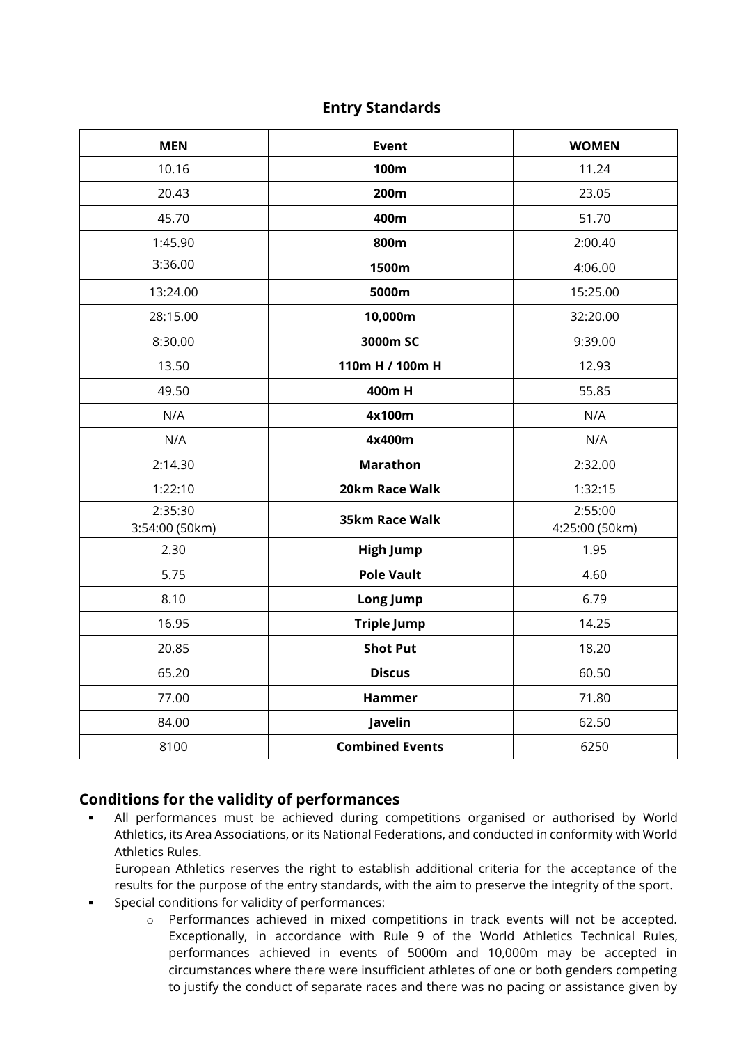## Entry Standards

| MEN | Event | WOMEN |
|---|---|---|
| 10.16 | **100m** | 11.24 |
| 20.43 | **200m** | 23.05 |
| 45.70 | **400m** | 51.70 |
| 1:45.90 | **800m** | 2:00.40 |
| 3:36.00 | **1500m** | 4:06.00 |
| 13:24.00 | **5000m** | 15:25.00 |
| 28:15.00 | **10,000m** | 32:20.00 |
| 8:30.00 | **3000m SC** | 9:39.00 |
| 13.50 | **110m H / 100m H** | 12.93 |
| 49.50 | **400m H** | 55.85 |
| N/A | **4x100m** | N/A |
| N/A | **4x400m** | N/A |
| 2:14.30 | **Marathon** | 2:32.00 |
| 1:22:10 | **20km Race Walk** | 1:32:15 |
| 2:35:30<br>3:54:00 (50km) | **35km Race Walk** | 2:55:00<br>4:25:00 (50km) |
| 2.30 | **High Jump** | 1.95 |
| 5.75 | **Pole Vault** | 4.60 |
| 8.10 | **Long Jump** | 6.79 |
| 16.95 | **Triple Jump** | 14.25 |
| 20.85 | **Shot Put** | 18.20 |
| 65.20 | **Discus** | 60.50 |
| 77.00 | **Hammer** | 71.80 |
| 84.00 | **Javelin** | 62.50 |
| 8100 | **Combined Events** | 6250 |

## Conditions for the validity of performances

- All performances must be achieved during competitions organised or authorised by World Athletics, its Area Associations, or its National Federations, and conducted in conformity with World Athletics Rules.
  European Athletics reserves the right to establish additional criteria for the acceptance of the results for the purpose of the entry standards, with the aim to preserve the integrity of the sport.
- Special conditions for validity of performances:
  - Performances achieved in mixed competitions in track events will not be accepted. Exceptionally, in accordance with Rule 9 of the World Athletics Technical Rules, performances achieved in events of 5000m and 10,000m may be accepted in circumstances where there were insufficient athletes of one or both genders competing to justify the conduct of separate races and there was no pacing or assistance given by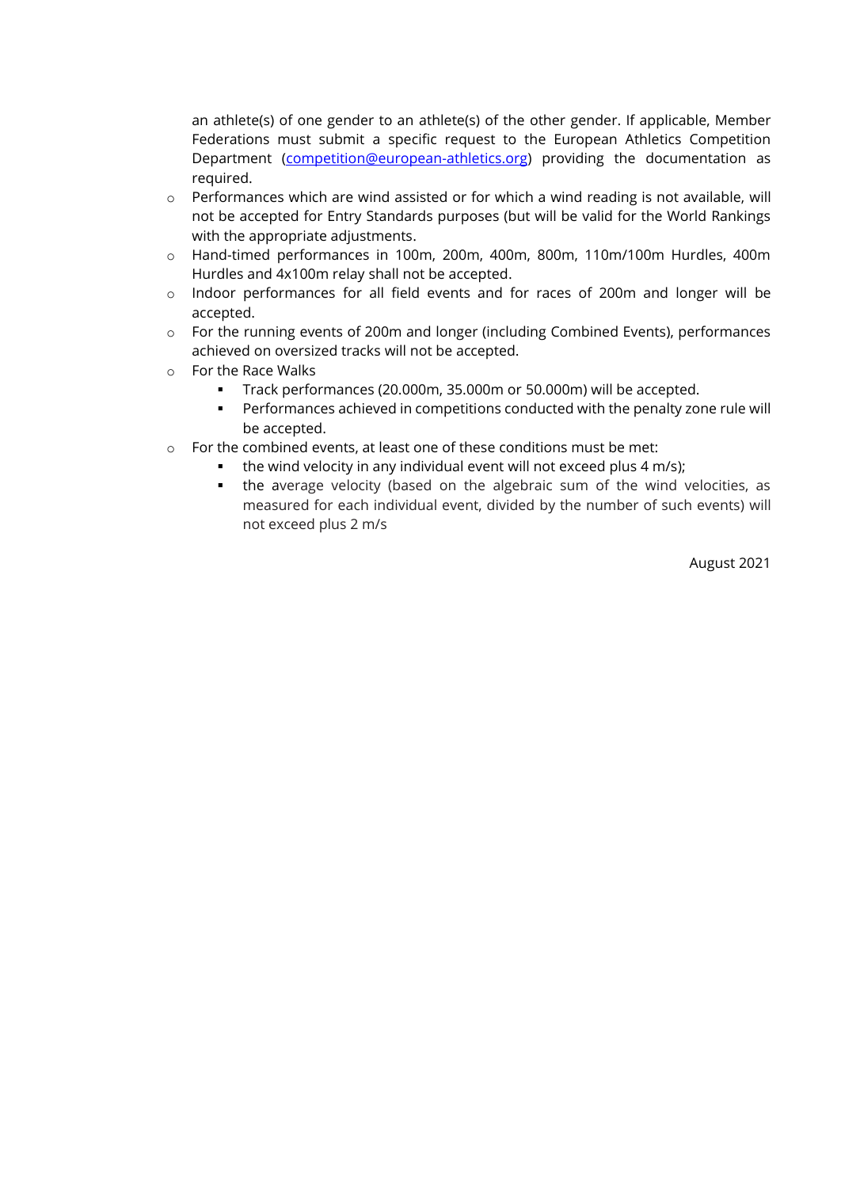an athlete(s) of one gender to an athlete(s) of the other gender. If applicable, Member Federations must submit a specific request to the European Athletics Competition Department ([competition@european-athletics.org](mailto:competition@european-athletics.org)) providing the documentation as required.

- Performances which are wind assisted or for which a wind reading is not available, will not be accepted for Entry Standards purposes (but will be valid for the World Rankings with the appropriate adjustments.
- Hand-timed performances in 100m, 200m, 400m, 800m, 110m/100m Hurdles, 400m Hurdles and 4x100m relay shall not be accepted.
- Indoor performances for all field events and for races of 200m and longer will be accepted.
- For the running events of 200m and longer (including Combined Events), performances achieved on oversized tracks will not be accepted.
- For the Race Walks
  - Track performances (20.000m, 35.000m or 50.000m) will be accepted.
  - Performances achieved in competitions conducted with the penalty zone rule will be accepted.
- For the combined events, at least one of these conditions must be met:
  - the wind velocity in any individual event will not exceed plus 4 m/s);
  - the average velocity (based on the algebraic sum of the wind velocities, as measured for each individual event, divided by the number of such events) will not exceed plus 2 m/s

August 2021